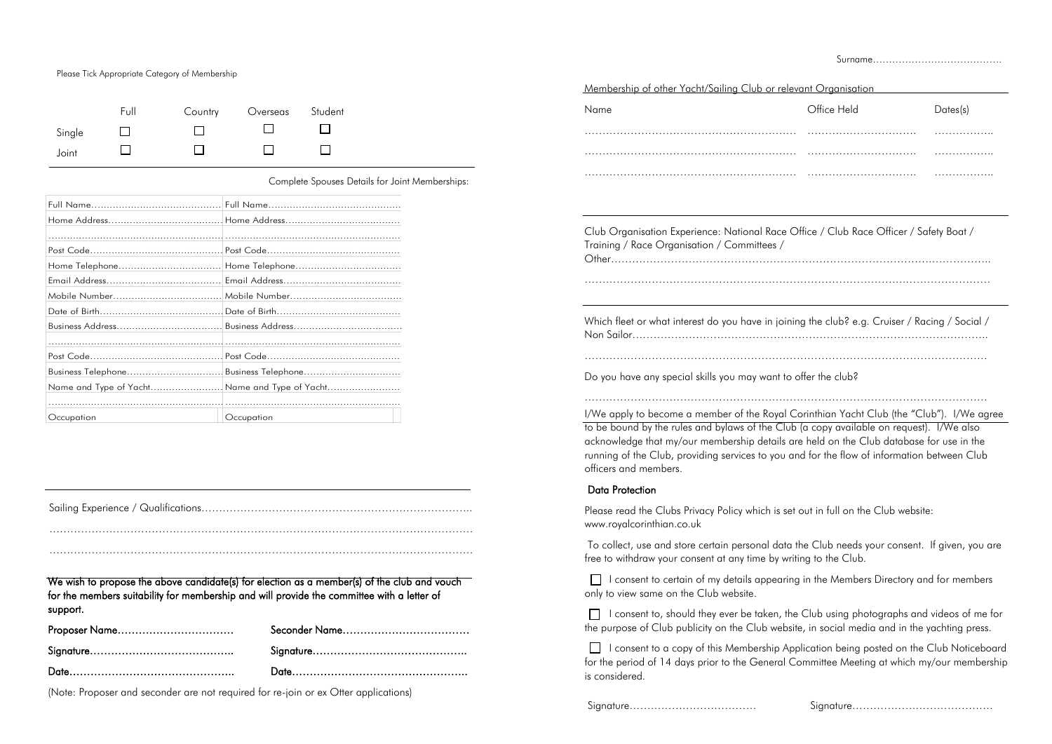Please Tick Appropriate Category of Membership

| | Full | Country | Overseas | Student |
|---|---|---|---|---|
| Single | ☐ | ☐ | ☐ | ☐ |
| Joint | ☐ | ☐ | ☐ | ☐ |

Complete Spouses Details for Joint Memberships:

| | |
|---|---|
| Full Name…………………………………… | Full Name…………………………………… |
| Home Address……………………………… | Home Address……………………………… |
| ………………………………………………… | ………………………………………………… |
| Post Code…………………………………… | Post Code…………………………………… |
| Home Telephone…………………………… | Home Telephone…………………………… |
| Email Address……………………………… | Email Address……………………………… |
| Mobile Number……………………………… | Mobile Number……………………………… |
| Date of Birth………………………………… | Date of Birth………………………………… |
| Business Address…………………………… | Business Address…………………………… |
| ………………………………………………… | ………………………………………………… |
| Post Code…………………………………… | Post Code…………………………………… |
| Business Telephone………………………… | Business Telephone………………………… |
| Name and Type of Yacht…………………… | Name and Type of Yacht…………………… |
| ………………………………………………… | ………………………………………………… |
| Occupation | Occupation |

Sailing Experience / Qualifications…………………………………………………………………

………………………………………………………………………………………………………

………………………………………………………………………………………………………

**We wish to propose the above candidate(s) for election as a member(s) of the club and vouch for the members suitability for membership and will provide the committee with a letter of support.**

| | |
|---|---|
| **Proposer Name……………………………** | **Seconder Name………………………………** |
| **Signature…………………………………..** | **Signature……………………………………..** |
| **Date………………………………………..** | **Date…………………………………………..** |

(Note: Proposer and seconder are not required for re-join or ex Otter applications)

Surname…………………………………

Membership of other Yacht/Sailing Club or relevant Organisation

| Name | Office Held | Dates(s) |
|---|---|---|
| …………………………………………………… | ………………………… | …………….. |
| …………………………………………………… | ………………………… | …………….. |
| …………………………………………………… | ………………………… | …………….. |

Club Organisation Experience: National Race Office / Club Race Officer / Safety Boat / Training / Race Organisation / Committees / Other…………………………………………………………………………………………….

………………………………………………………………………………………………………

Which fleet or what interest do you have in joining the club? e.g. Cruiser / Racing / Social / Non Sailor……………………………………………………………………………………….

………………………………………………………………………………………………………

Do you have any special skills you may want to offer the club?

………………………………………………………………………………………………………

I/We apply to become a member of the Royal Corinthian Yacht Club (the "Club"). I/We agree to be bound by the rules and bylaws of the Club (a copy available on request). I/We also acknowledge that my/our membership details are held on the Club database for use in the running of the Club, providing services to you and for the flow of information between Club officers and members.

## Data Protection

Please read the Clubs Privacy Policy which is set out in full on the Club website: www.royalcorinthian.co.uk

To collect, use and store certain personal data the Club needs your consent. If given, you are free to withdraw your consent at any time by writing to the Club.

☐ I consent to certain of my details appearing in the Members Directory and for members only to view same on the Club website.

☐ I consent to, should they ever be taken, the Club using photographs and videos of me for the purpose of Club publicity on the Club website, in social media and in the yachting press.

☐ I consent to a copy of this Membership Application being posted on the Club Noticeboard for the period of 14 days prior to the General Committee Meeting at which my/our membership is considered.

Signature………………………………  Signature…………………………………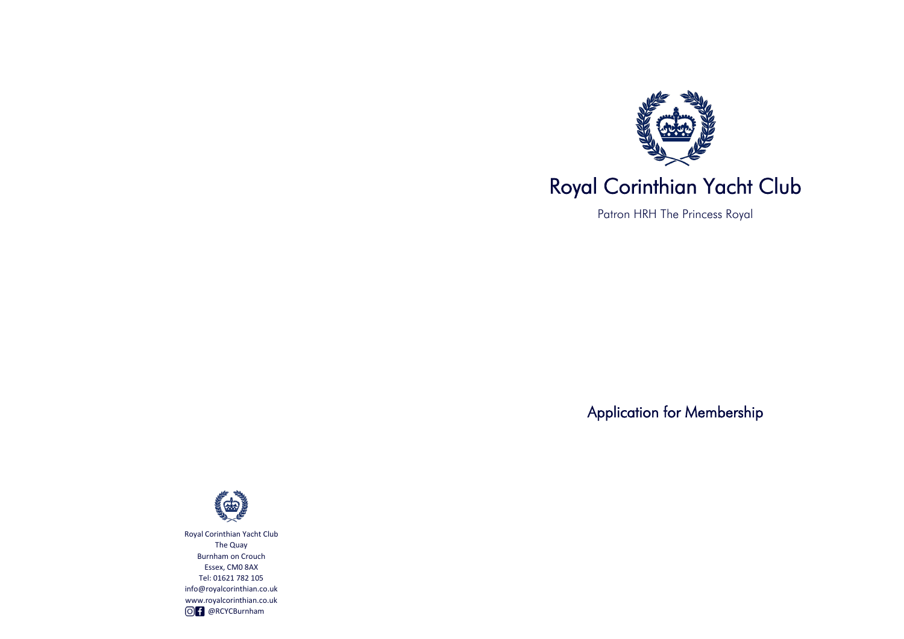Royal Corinthian Yacht Club
The Quay
Burnham on Crouch
Essex, CM0 8AX
Tel: 01621 782 105
info@royalcorinthian.co.uk
www.royalcorinthian.co.uk
@RCYCBurnham

# Royal Corinthian Yacht Club

Patron HRH The Princess Royal

## Application for Membership